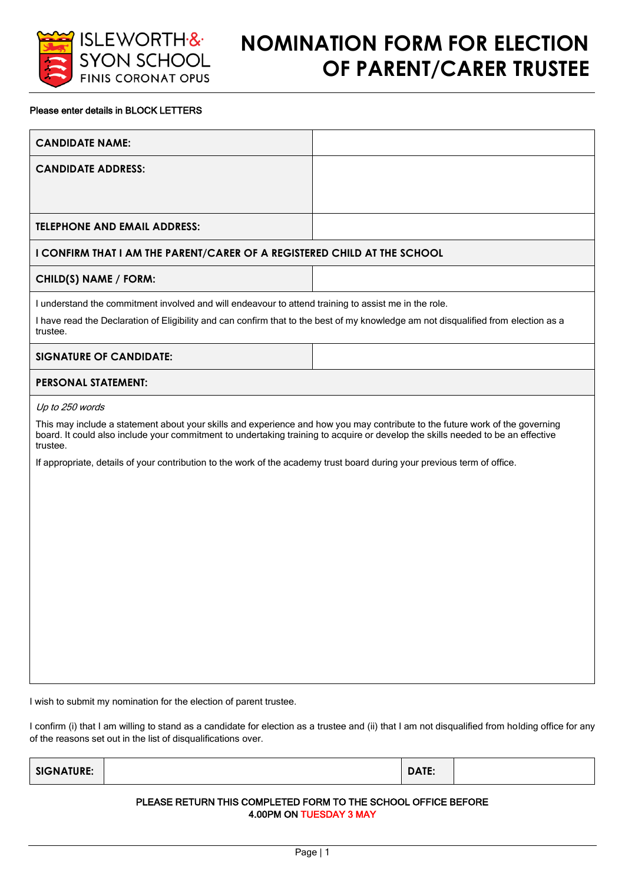ISLEWORTH & SYON SCHOOL
FINIS CORONAT OPUS

# NOMINATION FORM FOR ELECTION OF PARENT/CARER TRUSTEE

Please enter details in BLOCK LETTERS

| | |
|---|---|
| **CANDIDATE NAME:** | |
| **CANDIDATE ADDRESS:** | |
| **TELEPHONE AND EMAIL ADDRESS:** | |
| **I CONFIRM THAT I AM THE PARENT/CARER OF A REGISTERED CHILD AT THE SCHOOL** | |
| **CHILD(S) NAME / FORM:** | |
| I understand the commitment involved and will endeavour to attend training to assist me in the role. I have read the Declaration of Eligibility and can confirm that to the best of my knowledge am not disqualified from election as a trustee. | |
| **SIGNATURE OF CANDIDATE:** | |
| **PERSONAL STATEMENT:** | |

*Up to 250 words*

This may include a statement about your skills and experience and how you may contribute to the future work of the governing board. It could also include your commitment to undertaking training to acquire or develop the skills needed to be an effective trustee.

If appropriate, details of your contribution to the work of the academy trust board during your previous term of office.

I wish to submit my nomination for the election of parent trustee.

I confirm (i) that I am willing to stand as a candidate for election as a trustee and (ii) that I am not disqualified from holding office for any of the reasons set out in the list of disqualifications over.

| **SIGNATURE:** | | **DATE:** | |
|---|---|---|---|

PLEASE RETURN THIS COMPLETED FORM TO THE SCHOOL OFFICE BEFORE 4.00PM ON TUESDAY 3 MAY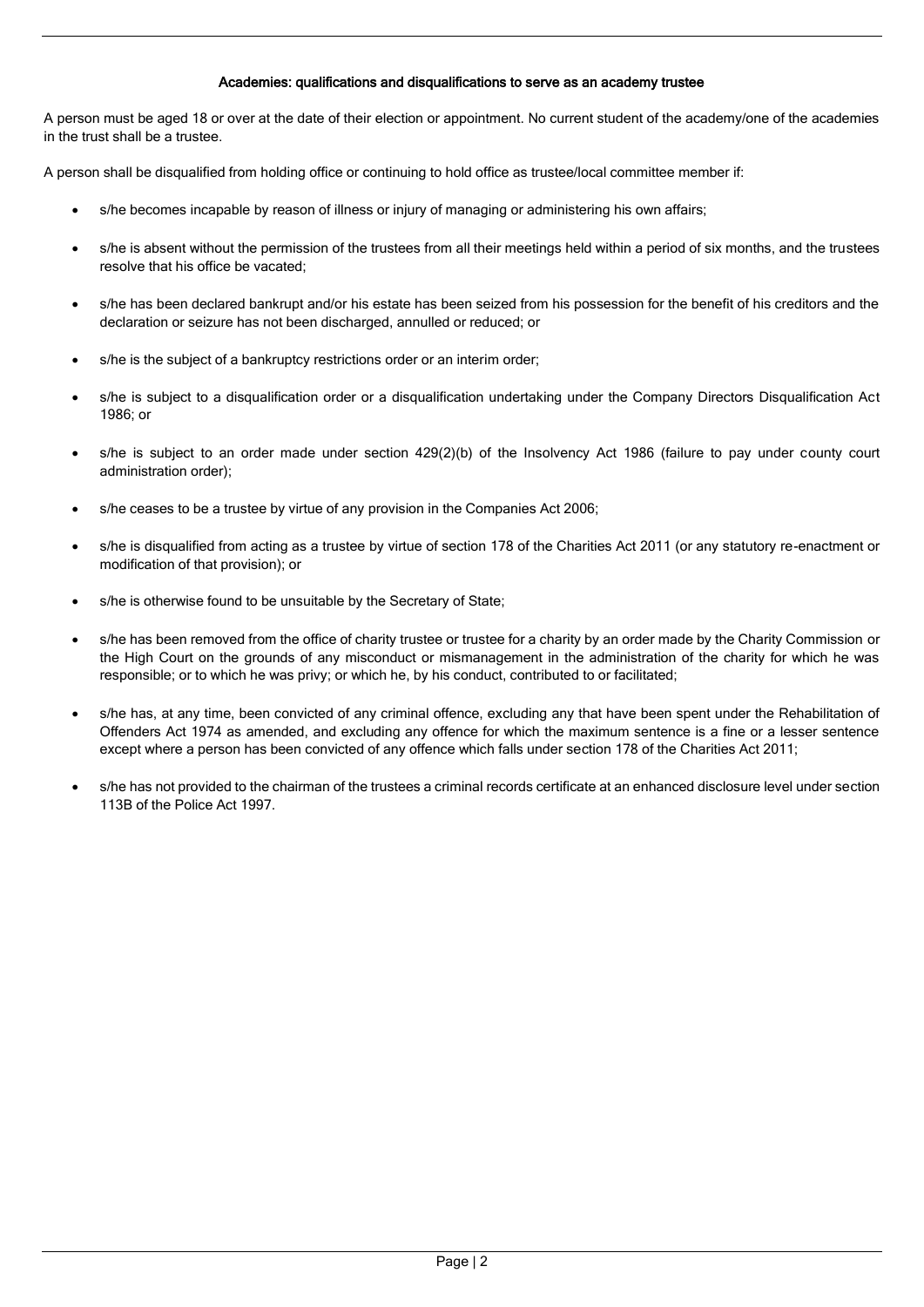### Academies: qualifications and disqualifications to serve as an academy trustee

A person must be aged 18 or over at the date of their election or appointment. No current student of the academy/one of the academies in the trust shall be a trustee.

A person shall be disqualified from holding office or continuing to hold office as trustee/local committee member if:

- s/he becomes incapable by reason of illness or injury of managing or administering his own affairs;
- s/he is absent without the permission of the trustees from all their meetings held within a period of six months, and the trustees resolve that his office be vacated;
- s/he has been declared bankrupt and/or his estate has been seized from his possession for the benefit of his creditors and the declaration or seizure has not been discharged, annulled or reduced; or
- s/he is the subject of a bankruptcy restrictions order or an interim order;
- s/he is subject to a disqualification order or a disqualification undertaking under the Company Directors Disqualification Act 1986; or
- s/he is subject to an order made under section 429(2)(b) of the Insolvency Act 1986 (failure to pay under county court administration order);
- s/he ceases to be a trustee by virtue of any provision in the Companies Act 2006;
- s/he is disqualified from acting as a trustee by virtue of section 178 of the Charities Act 2011 (or any statutory re-enactment or modification of that provision); or
- s/he is otherwise found to be unsuitable by the Secretary of State;
- s/he has been removed from the office of charity trustee or trustee for a charity by an order made by the Charity Commission or the High Court on the grounds of any misconduct or mismanagement in the administration of the charity for which he was responsible; or to which he was privy; or which he, by his conduct, contributed to or facilitated;
- s/he has, at any time, been convicted of any criminal offence, excluding any that have been spent under the Rehabilitation of Offenders Act 1974 as amended, and excluding any offence for which the maximum sentence is a fine or a lesser sentence except where a person has been convicted of any offence which falls under section 178 of the Charities Act 2011;
- s/he has not provided to the chairman of the trustees a criminal records certificate at an enhanced disclosure level under section 113B of the Police Act 1997.